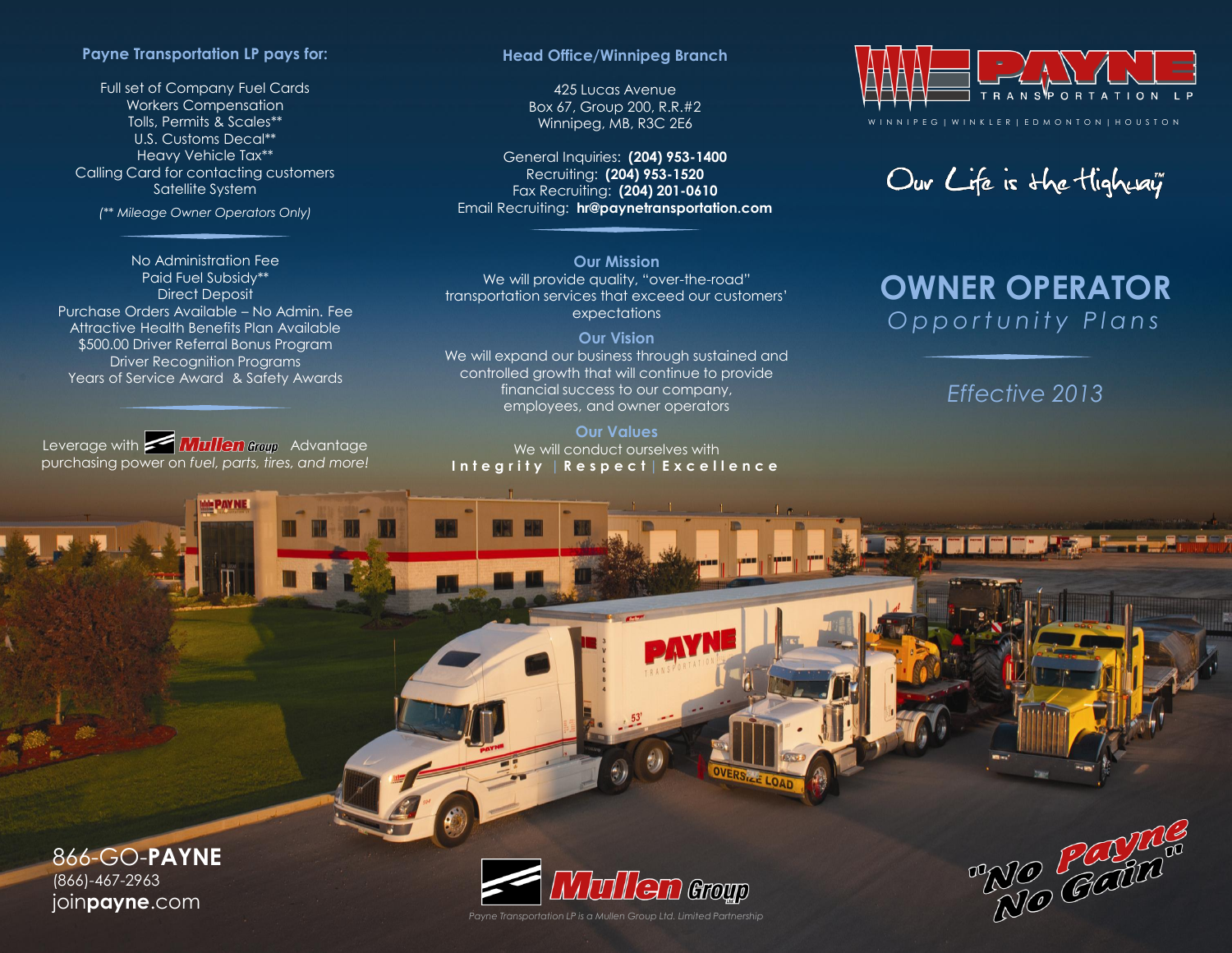# PAYNE TRANSPORTATION LP

WINNIPEG | WINKLER | EDMONTON | HOUSTON

*Our Life is the Highway™*

# OWNER OPERATOR

## *Opportunity Plans*

*Effective 2013*

### Payne Transportation LP pays for:

Full set of Company Fuel Cards
Workers Compensation
Tolls, Permits & Scales**
U.S. Customs Decal**
Heavy Vehicle Tax**
Calling Card for contacting customers
Satellite System

*(** Mileage Owner Operators Only)*

No Administration Fee
Paid Fuel Subsidy**
Direct Deposit
Purchase Orders Available – No Admin. Fee
Attractive Health Benefits Plan Available
$500.00 Driver Referral Bonus Program
Driver Recognition Programs
Years of Service Award & Safety Awards

Leverage with Mullen Group Advantage purchasing power on *fuel, parts, tires, and more!*

### Head Office/Winnipeg Branch

425 Lucas Avenue
Box 67, Group 200, R.R.#2
Winnipeg, MB, R3C 2E6

General Inquiries: **(204) 953-1400**
Recruiting: **(204) 953-1520**
Fax Recruiting: **(204) 201-0610**
Email Recruiting: **hr@paynetransportation.com**

### Our Mission

We will provide quality, "over-the-road" transportation services that exceed our customers' expectations

### Our Vision

We will expand our business through sustained and controlled growth that will continue to provide financial success to our company, employees, and owner operators

### Our Values

We will conduct ourselves with
**Integrity | Respect | Excellence**

866-GO-**PAYNE**
(866)-467-2963
join**payne**.com

Mullen Group

*Payne Transportation LP is a Mullen Group Ltd. Limited Partnership*

"No Payne No Gain"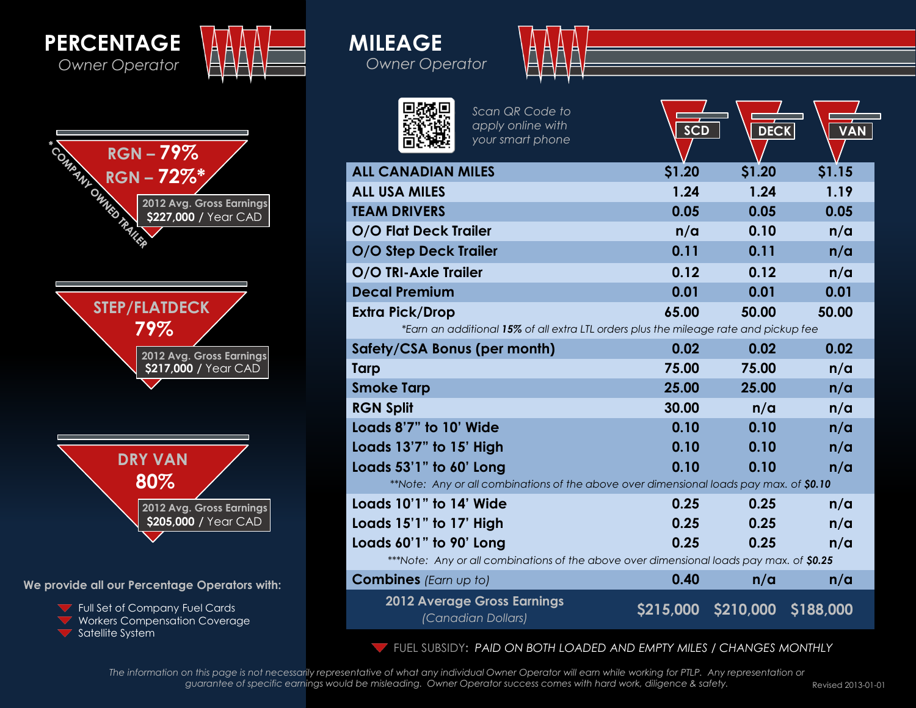# PERCENTAGE
*Owner Operator*

**RGN – 79%**
**RGN – 72%***

*COMPANY OWNED TRAILER

2012 Avg. Gross Earnings
**$227,000** / Year CAD

**STEP/FLATDECK**
**79%**

2012 Avg. Gross Earnings
**$217,000** / Year CAD

**DRY VAN**
**80%**

2012 Avg. Gross Earnings
**$205,000** / Year CAD

**We provide all our Percentage Operators with:**

- Full Set of Company Fuel Cards
- Workers Compensation Coverage
- Satellite System

# MILEAGE
*Owner Operator*

*Scan QR Code to apply online with your smart phone*

| | SCD | DECK | VAN |
|---|---|---|---|
| **ALL CANADIAN MILES** | $1.20 | $1.20 | $1.15 |
| **ALL USA MILES** | 1.24 | 1.24 | 1.19 |
| **TEAM DRIVERS** | 0.05 | 0.05 | 0.05 |
| **O/O Flat Deck Trailer** | n/a | 0.10 | n/a |
| **O/O Step Deck Trailer** | 0.11 | 0.11 | n/a |
| **O/O TRI-Axle Trailer** | 0.12 | 0.12 | n/a |
| **Decal Premium** | 0.01 | 0.01 | 0.01 |
| **Extra Pick/Drop** | 65.00 | 50.00 | 50.00 |
| *\*Earn an additional **15%** of all extra LTL orders plus the mileage rate and pickup fee* | | | |
| **Safety/CSA Bonus (per month)** | 0.02 | 0.02 | 0.02 |
| **Tarp** | 75.00 | 75.00 | n/a |
| **Smoke Tarp** | 25.00 | 25.00 | n/a |
| **RGN Split** | 30.00 | n/a | n/a |
| **Loads 8'7" to 10' Wide** | 0.10 | 0.10 | n/a |
| **Loads 13'7" to 15' High** | 0.10 | 0.10 | n/a |
| **Loads 53'1" to 60' Long** | 0.10 | 0.10 | n/a |
| *\*\*Note: Any or all combinations of the above over dimensional loads pay max. of **$0.10*** | | | |
| **Loads 10'1" to 14' Wide** | 0.25 | 0.25 | n/a |
| **Loads 15'1" to 17' High** | 0.25 | 0.25 | n/a |
| **Loads 60'1" to 90' Long** | 0.25 | 0.25 | n/a |
| *\*\*\*Note: Any or all combinations of the above over dimensional loads pay max. of **$0.25*** | | | |
| **Combines** *(Earn up to)* | 0.40 | n/a | n/a |
| **2012 Average Gross Earnings** *(Canadian Dollars)* | **$215,000** | **$210,000** | **$188,000** |

FUEL SUBSIDY: *PAID ON BOTH LOADED AND EMPTY MILES / CHANGES MONTHLY*

*The information on this page is not necessarily representative of what any individual Owner Operator will earn while working for PTLP. Any representation or guarantee of specific earnings would be misleading. Owner Operator success comes with hard work, diligence & safety.*

Revised 2013-01-01